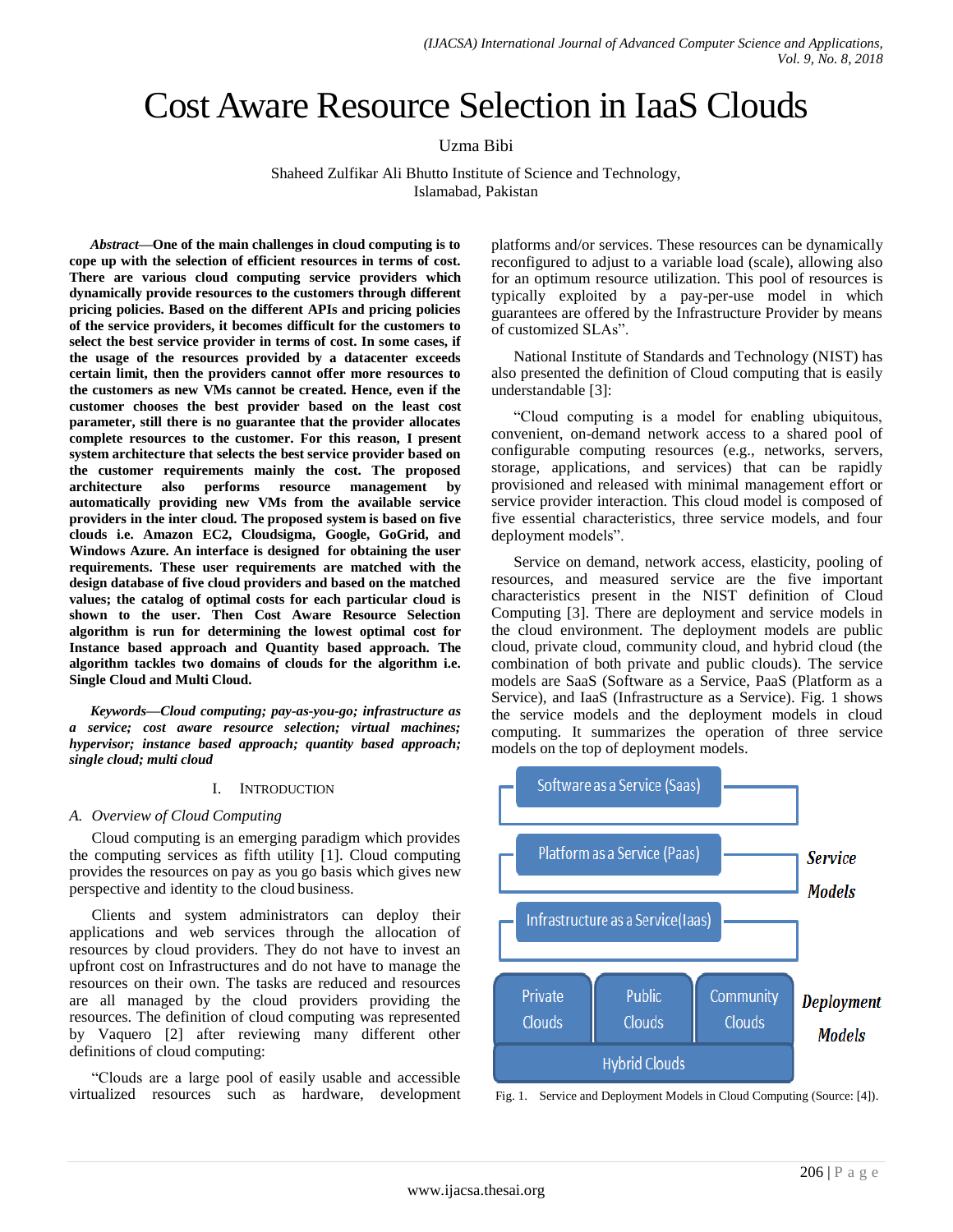# Cost Aware Resource Selection in IaaS Clouds

Uzma Bibi

Shaheed Zulfikar Ali Bhutto Institute of Science and Technology,
Islamabad, Pakistan

***Abstract*—One of the main challenges in cloud computing is to cope up with the selection of efficient resources in terms of cost. There are various cloud computing service providers which dynamically provide resources to the customers through different pricing policies. Based on the different APIs and pricing policies of the service providers, it becomes difficult for the customers to select the best service provider in terms of cost. In some cases, if the usage of the resources provided by a datacenter exceeds certain limit, then the providers cannot offer more resources to the customers as new VMs cannot be created. Hence, even if the customer chooses the best provider based on the least cost parameter, still there is no guarantee that the provider allocates complete resources to the customer. For this reason, I present system architecture that selects the best service provider based on the customer requirements mainly the cost. The proposed architecture also performs resource management by automatically providing new VMs from the available service providers in the inter cloud. The proposed system is based on five clouds i.e. Amazon EC2, Cloudsigma, Google, GoGrid, and Windows Azure. An interface is designed for obtaining the user requirements. These user requirements are matched with the design database of five cloud providers and based on the matched values; the catalog of optimal costs for each particular cloud is shown to the user. Then Cost Aware Resource Selection algorithm is run for determining the lowest optimal cost for Instance based approach and Quantity based approach. The algorithm tackles two domains of clouds for the algorithm i.e. Single Cloud and Multi Cloud.**

***Keywords*—Cloud computing; pay-as-you-go; infrastructure as a service; cost aware resource selection; virtual machines; hypervisor; instance based approach; quantity based approach; single cloud; multi cloud**

## I. Introduction

### A. Overview of Cloud Computing

Cloud computing is an emerging paradigm which provides the computing services as fifth utility [1]. Cloud computing provides the resources on pay as you go basis which gives new perspective and identity to the cloud business.

Clients and system administrators can deploy their applications and web services through the allocation of resources by cloud providers. They do not have to invest an upfront cost on Infrastructures and do not have to manage the resources on their own. The tasks are reduced and resources are all managed by the cloud providers providing the resources. The definition of cloud computing was represented by Vaquero [2] after reviewing many different other definitions of cloud computing:

"Clouds are a large pool of easily usable and accessible virtualized resources such as hardware, development platforms and/or services. These resources can be dynamically reconfigured to adjust to a variable load (scale), allowing also for an optimum resource utilization. This pool of resources is typically exploited by a pay-per-use model in which guarantees are offered by the Infrastructure Provider by means of customized SLAs".

National Institute of Standards and Technology (NIST) has also presented the definition of Cloud computing that is easily understandable [3]:

"Cloud computing is a model for enabling ubiquitous, convenient, on-demand network access to a shared pool of configurable computing resources (e.g., networks, servers, storage, applications, and services) that can be rapidly provisioned and released with minimal management effort or service provider interaction. This cloud model is composed of five essential characteristics, three service models, and four deployment models".

Service on demand, network access, elasticity, pooling of resources, and measured service are the five important characteristics present in the NIST definition of Cloud Computing [3]. There are deployment and service models in the cloud environment. The deployment models are public cloud, private cloud, community cloud, and hybrid cloud (the combination of both private and public clouds). The service models are SaaS (Software as a Service, PaaS (Platform as a Service), and IaaS (Infrastructure as a Service). Fig. 1 shows the service models and the deployment models in cloud computing. It summarizes the operation of three service models on the top of deployment models.

Software as a Service (Saas)

Platform as a Service (Paas)

Infrastructure as a Service(Iaas)

Service Models

Private Clouds | Public Clouds | Community Clouds

Hybrid Clouds

Deployment Models

Fig. 1. Service and Deployment Models in Cloud Computing (Source: [4]).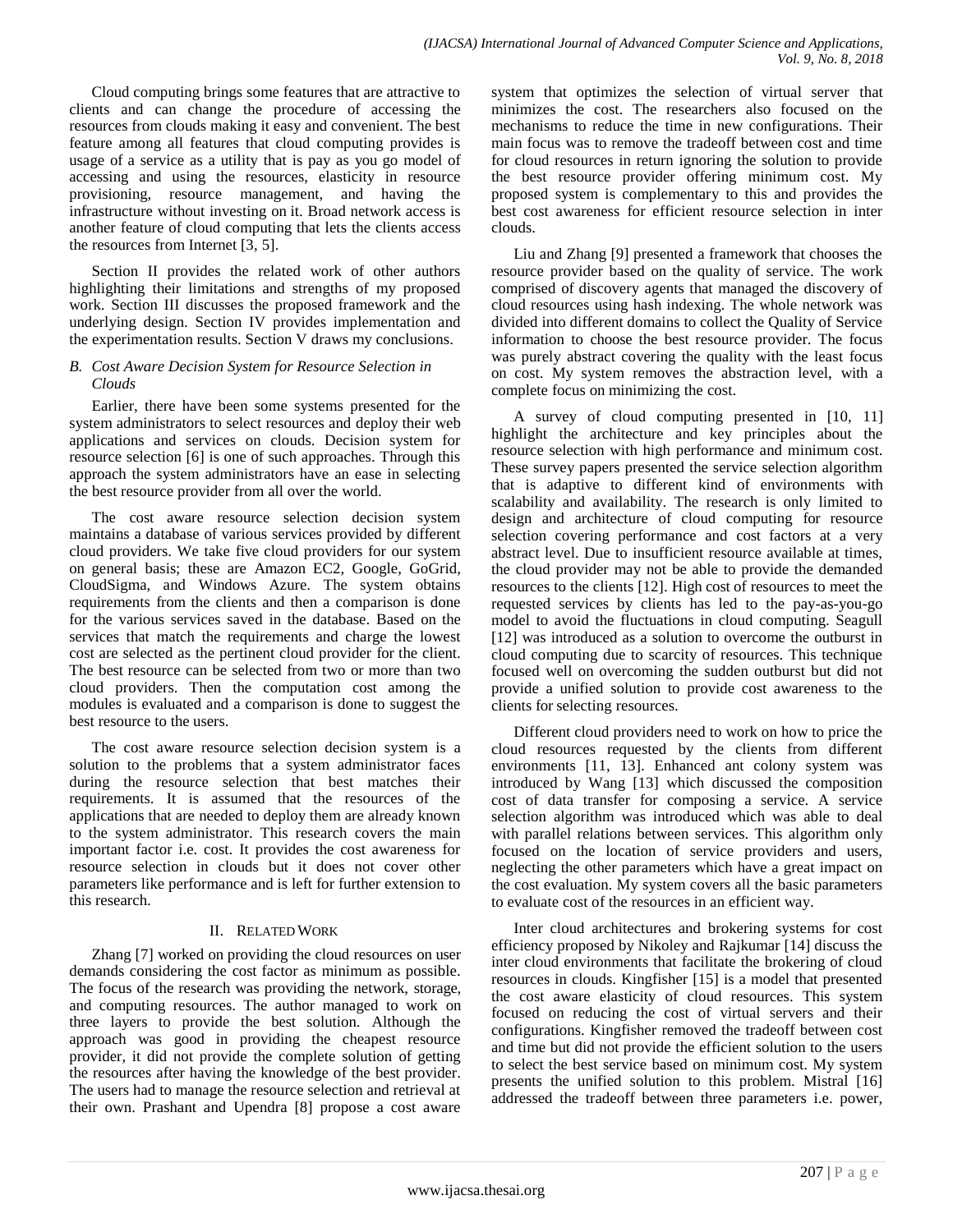Cloud computing brings some features that are attractive to clients and can change the procedure of accessing the resources from clouds making it easy and convenient. The best feature among all features that cloud computing provides is usage of a service as a utility that is pay as you go model of accessing and using the resources, elasticity in resource provisioning, resource management, and having the infrastructure without investing on it. Broad network access is another feature of cloud computing that lets the clients access the resources from Internet [3, 5].

Section II provides the related work of other authors highlighting their limitations and strengths of my proposed work. Section III discusses the proposed framework and the underlying design. Section IV provides implementation and the experimentation results. Section V draws my conclusions.

### *B. Cost Aware Decision System for Resource Selection in Clouds*

Earlier, there have been some systems presented for the system administrators to select resources and deploy their web applications and services on clouds. Decision system for resource selection [6] is one of such approaches. Through this approach the system administrators have an ease in selecting the best resource provider from all over the world.

The cost aware resource selection decision system maintains a database of various services provided by different cloud providers. We take five cloud providers for our system on general basis; these are Amazon EC2, Google, GoGrid, CloudSigma, and Windows Azure. The system obtains requirements from the clients and then a comparison is done for the various services saved in the database. Based on the services that match the requirements and charge the lowest cost are selected as the pertinent cloud provider for the client. The best resource can be selected from two or more than two cloud providers. Then the computation cost among the modules is evaluated and a comparison is done to suggest the best resource to the users.

The cost aware resource selection decision system is a solution to the problems that a system administrator faces during the resource selection that best matches their requirements. It is assumed that the resources of the applications that are needed to deploy them are already known to the system administrator. This research covers the main important factor i.e. cost. It provides the cost awareness for resource selection in clouds but it does not cover other parameters like performance and is left for further extension to this research.

## II. Related Work

Zhang [7] worked on providing the cloud resources on user demands considering the cost factor as minimum as possible. The focus of the research was providing the network, storage, and computing resources. The author managed to work on three layers to provide the best solution. Although the approach was good in providing the cheapest resource provider, it did not provide the complete solution of getting the resources after having the knowledge of the best provider. The users had to manage the resource selection and retrieval at their own. Prashant and Upendra [8] propose a cost aware system that optimizes the selection of virtual server that minimizes the cost. The researchers also focused on the mechanisms to reduce the time in new configurations. Their main focus was to remove the tradeoff between cost and time for cloud resources in return ignoring the solution to provide the best resource provider offering minimum cost. My proposed system is complementary to this and provides the best cost awareness for efficient resource selection in inter clouds.

Liu and Zhang [9] presented a framework that chooses the resource provider based on the quality of service. The work comprised of discovery agents that managed the discovery of cloud resources using hash indexing. The whole network was divided into different domains to collect the Quality of Service information to choose the best resource provider. The focus was purely abstract covering the quality with the least focus on cost. My system removes the abstraction level, with a complete focus on minimizing the cost.

A survey of cloud computing presented in [10, 11] highlight the architecture and key principles about the resource selection with high performance and minimum cost. These survey papers presented the service selection algorithm that is adaptive to different kind of environments with scalability and availability. The research is only limited to design and architecture of cloud computing for resource selection covering performance and cost factors at a very abstract level. Due to insufficient resource available at times, the cloud provider may not be able to provide the demanded resources to the clients [12]. High cost of resources to meet the requested services by clients has led to the pay-as-you-go model to avoid the fluctuations in cloud computing. Seagull [12] was introduced as a solution to overcome the outburst in cloud computing due to scarcity of resources. This technique focused well on overcoming the sudden outburst but did not provide a unified solution to provide cost awareness to the clients for selecting resources.

Different cloud providers need to work on how to price the cloud resources requested by the clients from different environments [11, 13]. Enhanced ant colony system was introduced by Wang [13] which discussed the composition cost of data transfer for composing a service. A service selection algorithm was introduced which was able to deal with parallel relations between services. This algorithm only focused on the location of service providers and users, neglecting the other parameters which have a great impact on the cost evaluation. My system covers all the basic parameters to evaluate cost of the resources in an efficient way.

Inter cloud architectures and brokering systems for cost efficiency proposed by Nikoley and Rajkumar [14] discuss the inter cloud environments that facilitate the brokering of cloud resources in clouds. Kingfisher [15] is a model that presented the cost aware elasticity of cloud resources. This system focused on reducing the cost of virtual servers and their configurations. Kingfisher removed the tradeoff between cost and time but did not provide the efficient solution to the users to select the best service based on minimum cost. My system presents the unified solution to this problem. Mistral [16] addressed the tradeoff between three parameters i.e. power,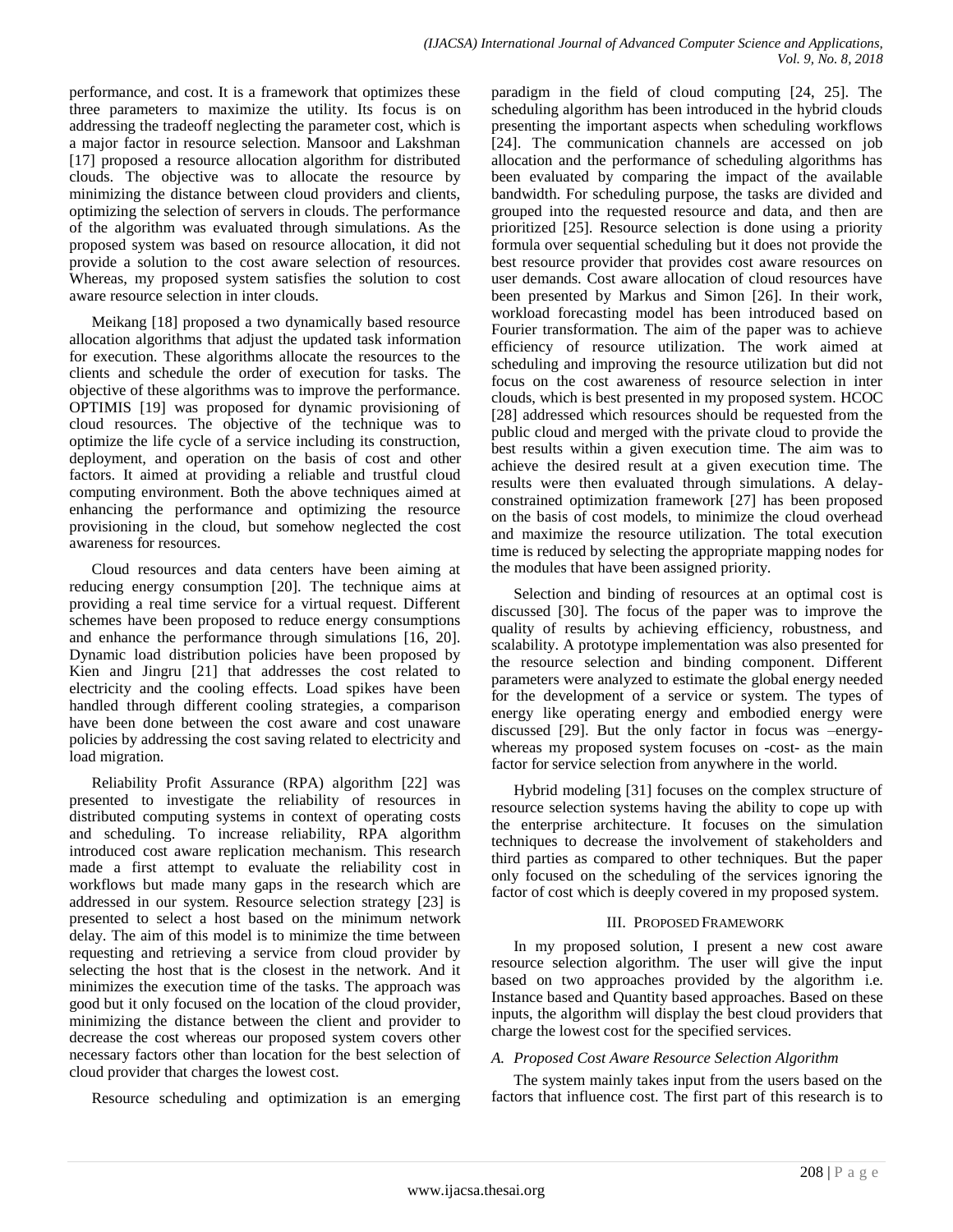performance, and cost. It is a framework that optimizes these three parameters to maximize the utility. Its focus is on addressing the tradeoff neglecting the parameter cost, which is a major factor in resource selection. Mansoor and Lakshman [17] proposed a resource allocation algorithm for distributed clouds. The objective was to allocate the resource by minimizing the distance between cloud providers and clients, optimizing the selection of servers in clouds. The performance of the algorithm was evaluated through simulations. As the proposed system was based on resource allocation, it did not provide a solution to the cost aware selection of resources. Whereas, my proposed system satisfies the solution to cost aware resource selection in inter clouds.

Meikang [18] proposed a two dynamically based resource allocation algorithms that adjust the updated task information for execution. These algorithms allocate the resources to the clients and schedule the order of execution for tasks. The objective of these algorithms was to improve the performance. OPTIMIS [19] was proposed for dynamic provisioning of cloud resources. The objective of the technique was to optimize the life cycle of a service including its construction, deployment, and operation on the basis of cost and other factors. It aimed at providing a reliable and trustful cloud computing environment. Both the above techniques aimed at enhancing the performance and optimizing the resource provisioning in the cloud, but somehow neglected the cost awareness for resources.

Cloud resources and data centers have been aiming at reducing energy consumption [20]. The technique aims at providing a real time service for a virtual request. Different schemes have been proposed to reduce energy consumptions and enhance the performance through simulations [16, 20]. Dynamic load distribution policies have been proposed by Kien and Jingru [21] that addresses the cost related to electricity and the cooling effects. Load spikes have been handled through different cooling strategies, a comparison have been done between the cost aware and cost unaware policies by addressing the cost saving related to electricity and load migration.

Reliability Profit Assurance (RPA) algorithm [22] was presented to investigate the reliability of resources in distributed computing systems in context of operating costs and scheduling. To increase reliability, RPA algorithm introduced cost aware replication mechanism. This research made a first attempt to evaluate the reliability cost in workflows but made many gaps in the research which are addressed in our system. Resource selection strategy [23] is presented to select a host based on the minimum network delay. The aim of this model is to minimize the time between requesting and retrieving a service from cloud provider by selecting the host that is the closest in the network. And it minimizes the execution time of the tasks. The approach was good but it only focused on the location of the cloud provider, minimizing the distance between the client and provider to decrease the cost whereas our proposed system covers other necessary factors other than location for the best selection of cloud provider that charges the lowest cost.

Resource scheduling and optimization is an emerging paradigm in the field of cloud computing [24, 25]. The scheduling algorithm has been introduced in the hybrid clouds presenting the important aspects when scheduling workflows [24]. The communication channels are accessed on job allocation and the performance of scheduling algorithms has been evaluated by comparing the impact of the available bandwidth. For scheduling purpose, the tasks are divided and grouped into the requested resource and data, and then are prioritized [25]. Resource selection is done using a priority formula over sequential scheduling but it does not provide the best resource provider that provides cost aware resources on user demands. Cost aware allocation of cloud resources have been presented by Markus and Simon [26]. In their work, workload forecasting model has been introduced based on Fourier transformation. The aim of the paper was to achieve efficiency of resource utilization. The work aimed at scheduling and improving the resource utilization but did not focus on the cost awareness of resource selection in inter clouds, which is best presented in my proposed system. HCOC [28] addressed which resources should be requested from the public cloud and merged with the private cloud to provide the best results within a given execution time. The aim was to achieve the desired result at a given execution time. The results were then evaluated through simulations. A delay-constrained optimization framework [27] has been proposed on the basis of cost models, to minimize the cloud overhead and maximize the resource utilization. The total execution time is reduced by selecting the appropriate mapping nodes for the modules that have been assigned priority.

Selection and binding of resources at an optimal cost is discussed [30]. The focus of the paper was to improve the quality of results by achieving efficiency, robustness, and scalability. A prototype implementation was also presented for the resource selection and binding component. Different parameters were analyzed to estimate the global energy needed for the development of a service or system. The types of energy like operating energy and embodied energy were discussed [29]. But the only factor in focus was –energy- whereas my proposed system focuses on -cost- as the main factor for service selection from anywhere in the world.

Hybrid modeling [31] focuses on the complex structure of resource selection systems having the ability to cope up with the enterprise architecture. It focuses on the simulation techniques to decrease the involvement of stakeholders and third parties as compared to other techniques. But the paper only focused on the scheduling of the services ignoring the factor of cost which is deeply covered in my proposed system.

## III. Proposed Framework

In my proposed solution, I present a new cost aware resource selection algorithm. The user will give the input based on two approaches provided by the algorithm i.e. Instance based and Quantity based approaches. Based on these inputs, the algorithm will display the best cloud providers that charge the lowest cost for the specified services.

### *A. Proposed Cost Aware Resource Selection Algorithm*

The system mainly takes input from the users based on the factors that influence cost. The first part of this research is to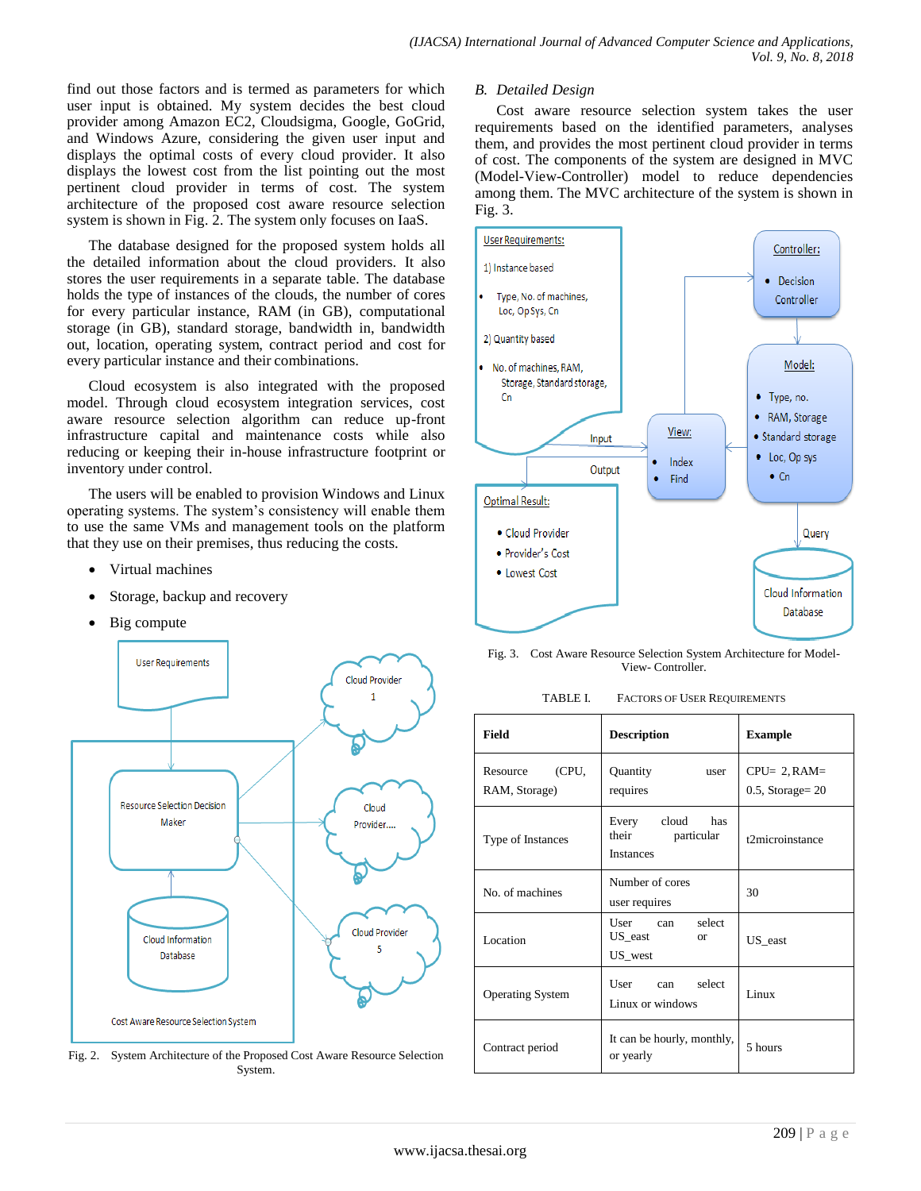find out those factors and is termed as parameters for which user input is obtained. My system decides the best cloud provider among Amazon EC2, Cloudsigma, Google, GoGrid, and Windows Azure, considering the given user input and displays the optimal costs of every cloud provider. It also displays the lowest cost from the list pointing out the most pertinent cloud provider in terms of cost. The system architecture of the proposed cost aware resource selection system is shown in Fig. 2. The system only focuses on IaaS.

The database designed for the proposed system holds all the detailed information about the cloud providers. It also stores the user requirements in a separate table. The database holds the type of instances of the clouds, the number of cores for every particular instance, RAM (in GB), computational storage (in GB), standard storage, bandwidth in, bandwidth out, location, operating system, contract period and cost for every particular instance and their combinations.

Cloud ecosystem is also integrated with the proposed model. Through cloud ecosystem integration services, cost aware resource selection algorithm can reduce up-front infrastructure capital and maintenance costs while also reducing or keeping their in-house infrastructure footprint or inventory under control.

The users will be enabled to provision Windows and Linux operating systems. The system's consistency will enable them to use the same VMs and management tools on the platform that they use on their premises, thus reducing the costs.

- Virtual machines
- Storage, backup and recovery
- Big compute

Fig. 2. System Architecture of the Proposed Cost Aware Resource Selection System.

## B. Detailed Design

Cost aware resource selection system takes the user requirements based on the identified parameters, analyses them, and provides the most pertinent cloud provider in terms of cost. The components of the system are designed in MVC (Model-View-Controller) model to reduce dependencies among them. The MVC architecture of the system is shown in Fig. 3.

Fig. 3. Cost Aware Resource Selection System Architecture for Model-View- Controller.

TABLE I. FACTORS OF USER REQUIREMENTS

| Field | Description | Example |
|---|---|---|
| Resource (CPU, RAM, Storage) | Quantity user requires | CPU= 2, RAM= 0.5, Storage= 20 |
| Type of Instances | Every cloud has their particular Instances | t2microinstance |
| No. of machines | Number of cores user requires | 30 |
| Location | User can select US_east or US_west | US_east |
| Operating System | User can select Linux or windows | Linux |
| Contract period | It can be hourly, monthly, or yearly | 5 hours |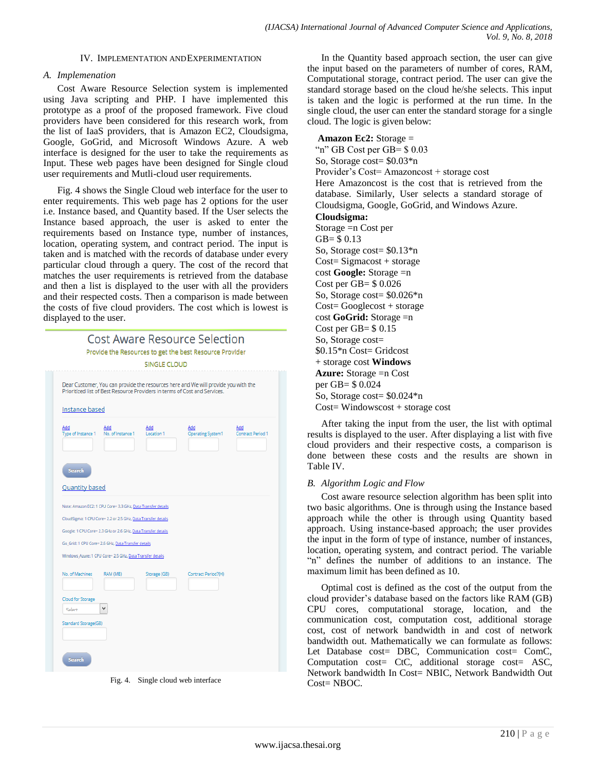## IV. Implementation and Experimentation

### A. Implementation

Cost Aware Resource Selection system is implemented using Java scripting and PHP. I have implemented this prototype as a proof of the proposed framework. Five cloud providers have been considered for this research work, from the list of IaaS providers, that is Amazon EC2, Cloudsigma, Google, GoGrid, and Microsoft Windows Azure. A web interface is designed for the user to take the requirements as Input. These web pages have been designed for Single cloud user requirements and Mutli-cloud user requirements.

Fig. 4 shows the Single Cloud web interface for the user to enter requirements. This web page has 2 options for the user i.e. Instance based, and Quantity based. If the User selects the Instance based approach, the user is asked to enter the requirements based on Instance type, number of instances, location, operating system, and contract period. The input is taken and is matched with the records of database under every particular cloud through a query. The cost of the record that matches the user requirements is retrieved from the database and then a list is displayed to the user with all the providers and their respected costs. Then a comparison is made between the costs of five cloud providers. The cost which is lowest is displayed to the user.

Fig. 4. Single cloud web interface

In the Quantity based approach section, the user can give the input based on the parameters of number of cores, RAM, Computational storage, contract period. The user can give the standard storage based on the cloud he/she selects. This input is taken and the logic is performed at the run time. In the single cloud, the user can enter the standard storage for a single cloud. The logic is given below:

**Amazon Ec2:** Storage = "n" GB Cost per GB= $ 0.03
So, Storage cost= $0.03*n
Provider's Cost= Amazoncost + storage cost
Here Amazoncost is the cost that is retrieved from the database. Similarly, User selects a standard storage of Cloudsigma, Google, GoGrid, and Windows Azure.
**Cloudsigma:**
Storage =n Cost per GB= $ 0.13
So, Storage cost= $0.13*n
Cost= Sigmacost + storage cost **Google:** Storage =n
Cost per GB= $ 0.026
So, Storage cost= $0.026*n
Cost= Googlecost + storage cost **GoGrid:** Storage =n
Cost per GB= $ 0.15
So, Storage cost= $0.15*n Cost= Gridcost + storage cost **Windows Azure:** Storage =n Cost per GB= $ 0.024
So, Storage cost= $0.024*n
Cost= Windowscost + storage cost

After taking the input from the user, the list with optimal results is displayed to the user. After displaying a list with five cloud providers and their respective costs, a comparison is done between these costs and the results are shown in Table IV.

### B. Algorithm Logic and Flow

Cost aware resource selection algorithm has been split into two basic algorithms. One is through using the Instance based approach while the other is through using Quantity based approach. Using instance-based approach; the user provides the input in the form of type of instance, number of instances, location, operating system, and contract period. The variable "n" defines the number of additions to an instance. The maximum limit has been defined as 10.

Optimal cost is defined as the cost of the output from the cloud provider's database based on the factors like RAM (GB) CPU cores, computational storage, location, and the communication cost, computation cost, additional storage cost, cost of network bandwidth in and cost of network bandwidth out. Mathematically we can formulate as follows: Let Database cost= DBC, Communication cost= ComC, Computation cost= CtC, additional storage cost= ASC, Network bandwidth In Cost= NBIC, Network Bandwidth Out Cost= NBOC.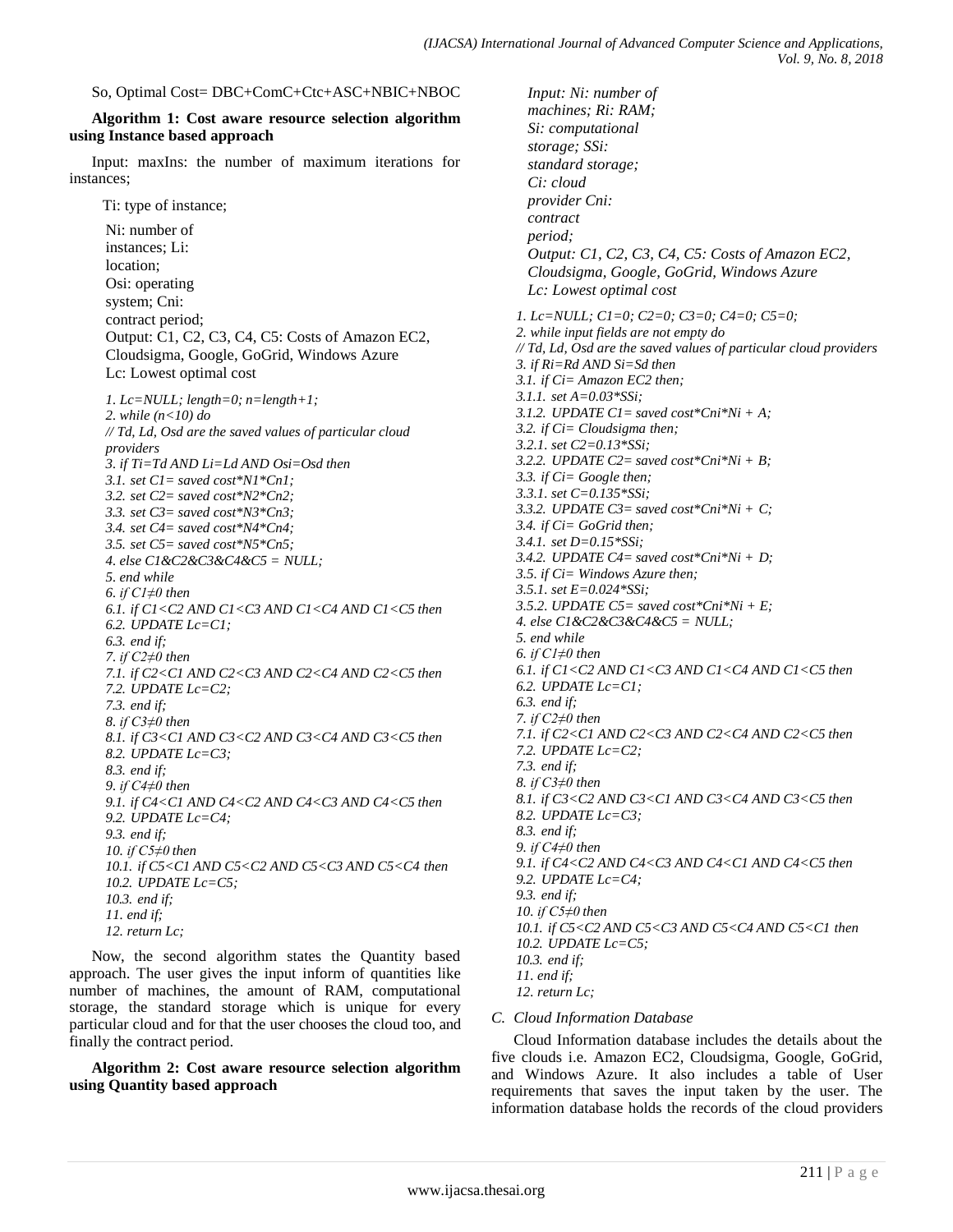So, Optimal Cost= DBC+ComC+Ctc+ASC+NBIC+NBOC

**Algorithm 1: Cost aware resource selection algorithm using Instance based approach**

Input: maxIns: the number of maximum iterations for instances;

Ti: type of instance;

Ni: number of instances; Li: location;
Osi: operating system; Cni: contract period;
Output: C1, C2, C3, C4, C5: Costs of Amazon EC2, Cloudsigma, Google, GoGrid, Windows Azure
Lc: Lowest optimal cost

```
1. Lc=NULL; length=0; n=length+1;
2. while (n<10) do
// Td, Ld, Osd are the saved values of particular cloud providers
3. if Ti=Td AND Li=Ld AND Osi=Osd then
3.1. set C1= saved cost*N1*Cn1;
3.2. set C2= saved cost*N2*Cn2;
3.3. set C3= saved cost*N3*Cn3;
3.4. set C4= saved cost*N4*Cn4;
3.5. set C5= saved cost*N5*Cn5;
4. else C1&C2&C3&C4&C5 = NULL;
5. end while
6. if C1≠0 then
6.1. if C1<C2 AND C1<C3 AND C1<C4 AND C1<C5 then
6.2. UPDATE Lc=C1;
6.3. end if;
7. if C2≠0 then
7.1. if C2<C1 AND C2<C3 AND C2<C4 AND C2<C5 then
7.2. UPDATE Lc=C2;
7.3. end if;
8. if C3≠0 then
8.1. if C3<C1 AND C3<C2 AND C3<C4 AND C3<C5 then
8.2. UPDATE Lc=C3;
8.3. end if;
9. if C4≠0 then
9.1. if C4<C1 AND C4<C2 AND C4<C3 AND C4<C5 then
9.2. UPDATE Lc=C4;
9.3. end if;
10. if C5≠0 then
10.1. if C5<C1 AND C5<C2 AND C5<C3 AND C5<C4 then
10.2. UPDATE Lc=C5;
10.3. end if;
11. end if;
12. return Lc;
```

Now, the second algorithm states the Quantity based approach. The user gives the input inform of quantities like number of machines, the amount of RAM, computational storage, the standard storage which is unique for every particular cloud and for that the user chooses the cloud too, and finally the contract period.

**Algorithm 2: Cost aware resource selection algorithm using Quantity based approach**

*Input: Ni: number of machines; Ri: RAM;*
*Si: computational storage; SSi: standard storage;*
*Ci: cloud provider Cni: contract period;*
*Output: C1, C2, C3, C4, C5: Costs of Amazon EC2, Cloudsigma, Google, GoGrid, Windows Azure*
*Lc: Lowest optimal cost*

```
1. Lc=NULL; C1=0; C2=0; C3=0; C4=0; C5=0;
2. while input fields are not empty do
// Td, Ld, Osd are the saved values of particular cloud providers
3. if Ri=Rd AND Si=Sd then
3.1. if Ci= Amazon EC2 then;
3.1.1. set A=0.03*SSi;
3.1.2. UPDATE C1= saved cost*Cni*Ni + A;
3.2. if Ci= Cloudsigma then;
3.2.1. set C2=0.13*SSi;
3.2.2. UPDATE C2= saved cost*Cni*Ni + B;
3.3. if Ci= Google then;
3.3.1. set C=0.135*SSi;
3.3.2. UPDATE C3= saved cost*Cni*Ni + C;
3.4. if Ci= GoGrid then;
3.4.1. set D=0.15*SSi;
3.4.2. UPDATE C4= saved cost*Cni*Ni + D;
3.5. if Ci= Windows Azure then;
3.5.1. set E=0.024*SSi;
3.5.2. UPDATE C5= saved cost*Cni*Ni + E;
4. else C1&C2&C3&C4&C5 = NULL;
5. end while
6. if C1≠0 then
6.1. if C1<C2 AND C1<C3 AND C1<C4 AND C1<C5 then
6.2. UPDATE Lc=C1;
6.3. end if;
7. if C2≠0 then
7.1. if C2<C1 AND C2<C3 AND C2<C4 AND C2<C5 then
7.2. UPDATE Lc=C2;
7.3. end if;
8. if C3≠0 then
8.1. if C3<C2 AND C3<C1 AND C3<C4 AND C3<C5 then
8.2. UPDATE Lc=C3;
8.3. end if;
9. if C4≠0 then
9.1. if C4<C2 AND C4<C3 AND C4<C1 AND C4<C5 then
9.2. UPDATE Lc=C4;
9.3. end if;
10. if C5≠0 then
10.1. if C5<C2 AND C5<C3 AND C5<C4 AND C5<C1 then
10.2. UPDATE Lc=C5;
10.3. end if;
11. end if;
12. return Lc;
```

### *C. Cloud Information Database*

Cloud Information database includes the details about the five clouds i.e. Amazon EC2, Cloudsigma, Google, GoGrid, and Windows Azure. It also includes a table of User requirements that saves the input taken by the user. The information database holds the records of the cloud providers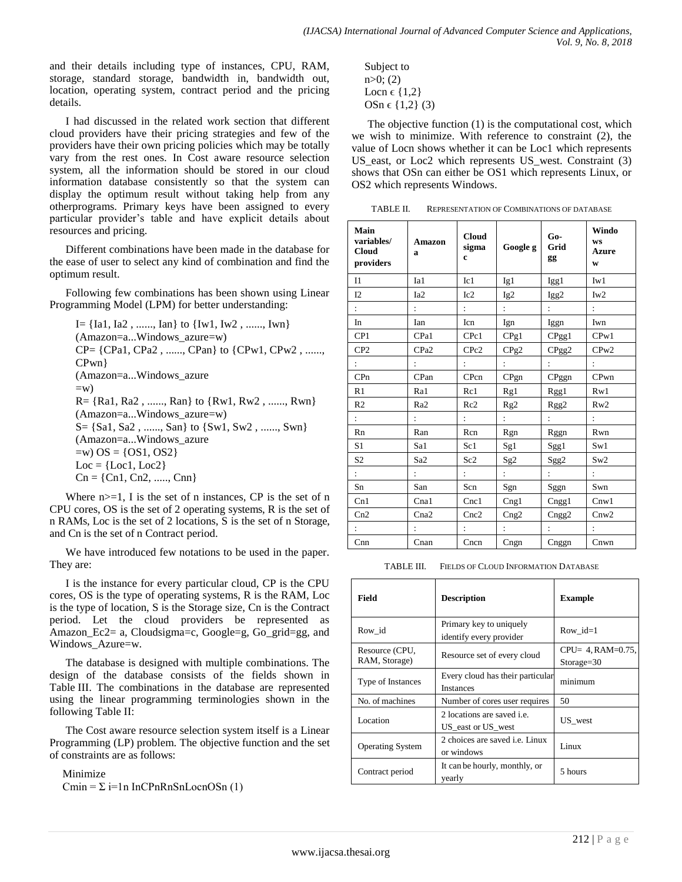and their details including type of instances, CPU, RAM, storage, standard storage, bandwidth in, bandwidth out, location, operating system, contract period and the pricing details.

I had discussed in the related work section that different cloud providers have their pricing strategies and few of the providers have their own pricing policies which may be totally vary from the rest ones. In Cost aware resource selection system, all the information should be stored in our cloud information database consistently so that the system can display the optimum result without taking help from any otherprograms. Primary keys have been assigned to every particular provider's table and have explicit details about resources and pricing.

Different combinations have been made in the database for the ease of user to select any kind of combination and find the optimum result.

Following few combinations has been shown using Linear Programming Model (LPM) for better understanding:

I= {Ia1, Ia2 , ......, Ian} to {Iw1, Iw2 , ......, Iwn} (Amazon=a...Windows_azure=w)
CP= {CPa1, CPa2 , ......, CPan} to {CPw1, CPw2 , ......, CPwn} (Amazon=a...Windows_azure =w)
R= {Ra1, Ra2 , ......, Ran} to {Rw1, Rw2 , ......, Rwn} (Amazon=a...Windows_azure=w)
S= {Sa1, Sa2 , ......, San} to {Sw1, Sw2 , ......, Swn} (Amazon=a...Windows_azure =w) OS = {OS1, OS2}
Loc = {Loc1, Loc2}
Cn = {Cn1, Cn2, ....., Cnn}

Where n>=1, I is the set of n instances, CP is the set of n CPU cores, OS is the set of 2 operating systems, R is the set of n RAMs, Loc is the set of 2 locations, S is the set of n Storage, and Cn is the set of n Contract period.

We have introduced few notations to be used in the paper. They are:

I is the instance for every particular cloud, CP is the CPU cores, OS is the type of operating systems, R is the RAM, Loc is the type of location, S is the Storage size, Cn is the Contract period. Let the cloud providers be represented as Amazon_Ec2= a, Cloudsigma=c, Google=g, Go_grid=gg, and Windows_Azure=w.

The database is designed with multiple combinations. The design of the database consists of the fields shown in Table III. The combinations in the database are represented using the linear programming terminologies shown in the following Table II:

The Cost aware resource selection system itself is a Linear Programming (LP) problem. The objective function and the set of constraints are as follows:

Minimize
$C_{min} = \Sigma_{i=1}^{n} InCPnRnSnLocnOSn$ (1)

Subject to
n>0; (2)
Locn ϵ {1,2}
OSn ϵ {1,2} (3)

The objective function (1) is the computational cost, which we wish to minimize. With reference to constraint (2), the value of Locn shows whether it can be Loc1 which represents US_east, or Loc2 which represents US_west. Constraint (3) shows that OSn can either be OS1 which represents Linux, or OS2 which represents Windows.

TABLE II. REPRESENTATION OF COMBINATIONS OF DATABASE

| Main variables/ Cloud providers | Amazon a | Cloud sigma c | Google g | Go-Grid gg | Windows Azure w |
|---|---|---|---|---|---|
| I1 | Ia1 | Ic1 | Ig1 | Igg1 | Iw1 |
| I2 | Ia2 | Ic2 | Ig2 | Igg2 | Iw2 |
| : | : | : | : | : | : |
| In | Ian | Icn | Ign | Iggn | Iwn |
| CP1 | CPa1 | CPc1 | CPg1 | CPgg1 | CPw1 |
| CP2 | CPa2 | CPc2 | CPg2 | CPgg2 | CPw2 |
| : | : | : | : | : | : |
| CPn | CPan | CPcn | CPgn | CPggn | CPwn |
| R1 | Ra1 | Rc1 | Rg1 | Rgg1 | Rw1 |
| R2 | Ra2 | Rc2 | Rg2 | Rgg2 | Rw2 |
| : | : | : | : | : | : |
| Rn | Ran | Rcn | Rgn | Rggn | Rwn |
| S1 | Sa1 | Sc1 | Sg1 | Sgg1 | Sw1 |
| S2 | Sa2 | Sc2 | Sg2 | Sgg2 | Sw2 |
| : | : | : | : | : | : |
| Sn | San | Scn | Sgn | Sggn | Swn |
| Cn1 | Cna1 | Cnc1 | Cng1 | Cngg1 | Cnw1 |
| Cn2 | Cna2 | Cnc2 | Cng2 | Cngg2 | Cnw2 |
| : | : | : | : | : | : |
| Cnn | Cnan | Cncn | Cngn | Cnggn | Cnwn |

TABLE III. FIELDS OF CLOUD INFORMATION DATABASE

| Field | Description | Example |
|---|---|---|
| Row_id | Primary key to uniquely identify every provider | Row_id=1 |
| Resource (CPU, RAM, Storage) | Resource set of every cloud | CPU= 4, RAM=0.75, Storage=30 |
| Type of Instances | Every cloud has their particular Instances | minimum |
| No. of machines | Number of cores user requires | 50 |
| Location | 2 locations are saved i.e. US_east or US_west | US_west |
| Operating System | 2 choices are saved i.e. Linux or windows | Linux |
| Contract period | It can be hourly, monthly, or yearly | 5 hours |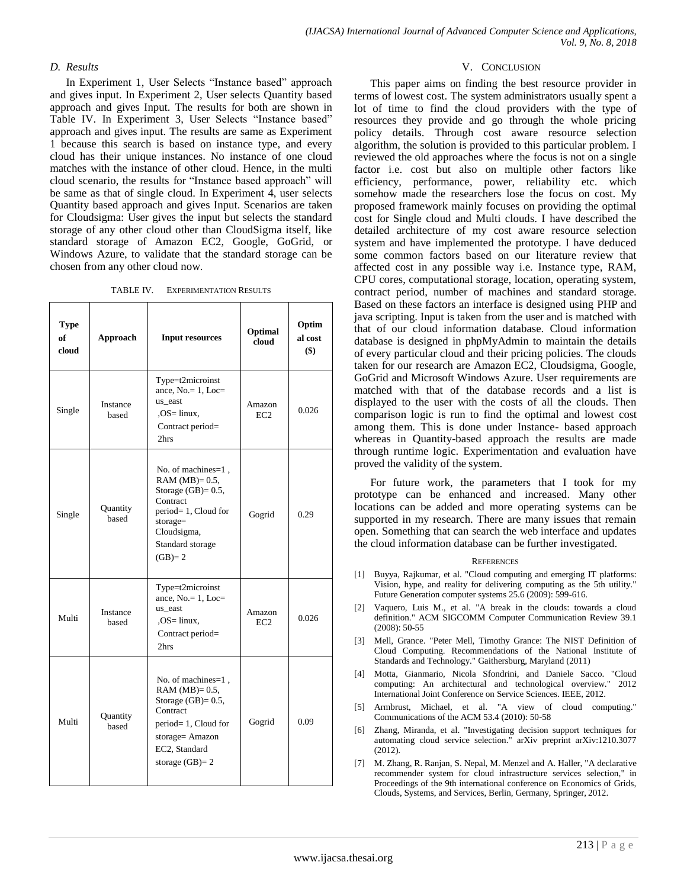### D. Results

In Experiment 1, User Selects "Instance based" approach and gives input. In Experiment 2, User selects Quantity based approach and gives Input. The results for both are shown in Table IV. In Experiment 3, User Selects "Instance based" approach and gives input. The results are same as Experiment 1 because this search is based on instance type, and every cloud has their unique instances. No instance of one cloud matches with the instance of other cloud. Hence, in the multi cloud scenario, the results for "Instance based approach" will be same as that of single cloud. In Experiment 4, user selects Quantity based approach and gives Input. Scenarios are taken for Cloudsigma: User gives the input but selects the standard storage of any other cloud other than CloudSigma itself, like standard storage of Amazon EC2, Google, GoGrid, or Windows Azure, to validate that the standard storage can be chosen from any other cloud now.

TABLE IV. EXPERIMENTATION RESULTS

| Type of cloud | Approach | Input resources | Optimal cloud | Optimal cost ($) |
|---|---|---|---|---|
| Single | Instance based | Type=t2microinstance, No.= 1, Loc= us_east ,OS= linux, Contract period= 2hrs | Amazon EC2 | 0.026 |
| Single | Quantity based | No. of machines=1 , RAM (MB)= 0.5, Storage (GB)= 0.5, Contract period= 1, Cloud for storage= Cloudsigma, Standard storage (GB)= 2 | Gogrid | 0.29 |
| Multi | Instance based | Type=t2microinstance, No.= 1, Loc= us_east ,OS= linux, Contract period= 2hrs | Amazon EC2 | 0.026 |
| Multi | Quantity based | No. of machines=1 , RAM (MB)= 0.5, Storage (GB)= 0.5, Contract period= 1, Cloud for storage= Amazon EC2, Standard storage (GB)= 2 | Gogrid | 0.09 |

## V. CONCLUSION

This paper aims on finding the best resource provider in terms of lowest cost. The system administrators usually spent a lot of time to find the cloud providers with the type of resources they provide and go through the whole pricing policy details. Through cost aware resource selection algorithm, the solution is provided to this particular problem. I reviewed the old approaches where the focus is not on a single factor i.e. cost but also on multiple other factors like efficiency, performance, power, reliability etc. which somehow made the researchers lose the focus on cost. My proposed framework mainly focuses on providing the optimal cost for Single cloud and Multi clouds. I have described the detailed architecture of my cost aware resource selection system and have implemented the prototype. I have deduced some common factors based on our literature review that affected cost in any possible way i.e. Instance type, RAM, CPU cores, computational storage, location, operating system, contract period, number of machines and standard storage. Based on these factors an interface is designed using PHP and java scripting. Input is taken from the user and is matched with that of our cloud information database. Cloud information database is designed in phpMyAdmin to maintain the details of every particular cloud and their pricing policies. The clouds taken for our research are Amazon EC2, Cloudsigma, Google, GoGrid and Microsoft Windows Azure. User requirements are matched with that of the database records and a list is displayed to the user with the costs of all the clouds. Then comparison logic is run to find the optimal and lowest cost among them. This is done under Instance- based approach whereas in Quantity-based approach the results are made through runtime logic. Experimentation and evaluation have proved the validity of the system.

For future work, the parameters that I took for my prototype can be enhanced and increased. Many other locations can be added and more operating systems can be supported in my research. There are many issues that remain open. Something that can search the web interface and updates the cloud information database can be further investigated.

## REFERENCES

[1] Buyya, Rajkumar, et al. "Cloud computing and emerging IT platforms: Vision, hype, and reality for delivering computing as the 5th utility." Future Generation computer systems 25.6 (2009): 599-616.

[2] Vaquero, Luis M., et al. "A break in the clouds: towards a cloud definition." ACM SIGCOMM Computer Communication Review 39.1 (2008): 50-55

[3] Mell, Grance. "Peter Mell, Timothy Grance: The NIST Definition of Cloud Computing. Recommendations of the National Institute of Standards and Technology." Gaithersburg, Maryland (2011)

[4] Motta, Gianmario, Nicola Sfondrini, and Daniele Sacco. "Cloud computing: An architectural and technological overview." 2012 International Joint Conference on Service Sciences. IEEE, 2012.

[5] Armbrust, Michael, et al. "A view of cloud computing." Communications of the ACM 53.4 (2010): 50-58

[6] Zhang, Miranda, et al. "Investigating decision support techniques for automating cloud service selection." arXiv preprint arXiv:1210.3077 (2012).

[7] M. Zhang, R. Ranjan, S. Nepal, M. Menzel and A. Haller, "A declarative recommender system for cloud infrastructure services selection," in Proceedings of the 9th international conference on Economics of Grids, Clouds, Systems, and Services, Berlin, Germany, Springer, 2012.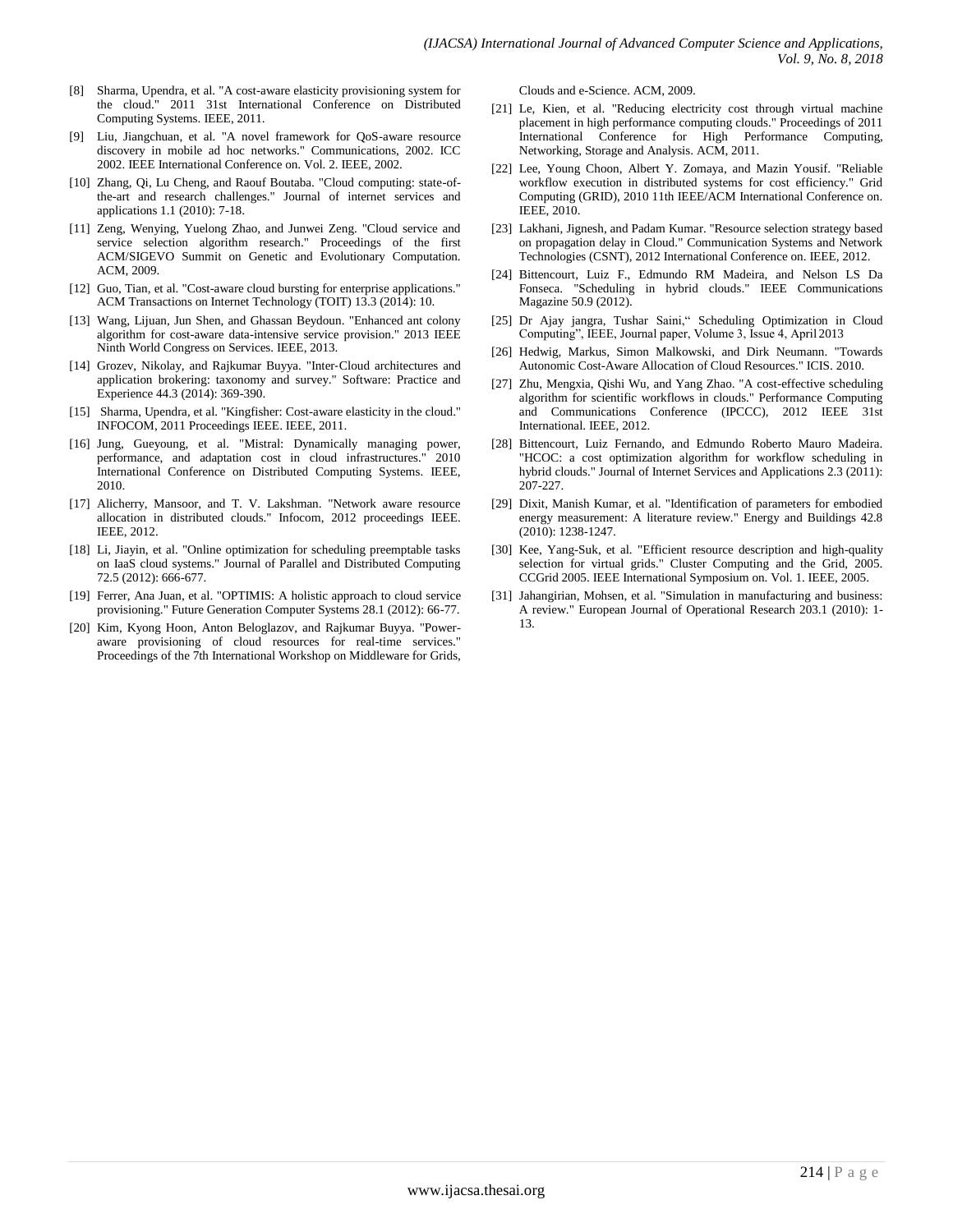[8] Sharma, Upendra, et al. "A cost-aware elasticity provisioning system for the cloud." 2011 31st International Conference on Distributed Computing Systems. IEEE, 2011.

[9] Liu, Jiangchuan, et al. "A novel framework for QoS-aware resource discovery in mobile ad hoc networks." Communications, 2002. ICC 2002. IEEE International Conference on. Vol. 2. IEEE, 2002.

[10] Zhang, Qi, Lu Cheng, and Raouf Boutaba. "Cloud computing: state-of-the-art and research challenges." Journal of internet services and applications 1.1 (2010): 7-18.

[11] Zeng, Wenying, Yuelong Zhao, and Junwei Zeng. "Cloud service and service selection algorithm research." Proceedings of the first ACM/SIGEVO Summit on Genetic and Evolutionary Computation. ACM, 2009.

[12] Guo, Tian, et al. "Cost-aware cloud bursting for enterprise applications." ACM Transactions on Internet Technology (TOIT) 13.3 (2014): 10.

[13] Wang, Lijuan, Jun Shen, and Ghassan Beydoun. "Enhanced ant colony algorithm for cost-aware data-intensive service provision." 2013 IEEE Ninth World Congress on Services. IEEE, 2013.

[14] Grozev, Nikolay, and Rajkumar Buyya. "Inter-Cloud architectures and application brokering: taxonomy and survey." Software: Practice and Experience 44.3 (2014): 369-390.

[15] Sharma, Upendra, et al. "Kingfisher: Cost-aware elasticity in the cloud." INFOCOM, 2011 Proceedings IEEE. IEEE, 2011.

[16] Jung, Gueyoung, et al. "Mistral: Dynamically managing power, performance, and adaptation cost in cloud infrastructures." 2010 International Conference on Distributed Computing Systems. IEEE, 2010.

[17] Alicherry, Mansoor, and T. V. Lakshman. "Network aware resource allocation in distributed clouds." Infocom, 2012 proceedings IEEE. IEEE, 2012.

[18] Li, Jiayin, et al. "Online optimization for scheduling preemptable tasks on IaaS cloud systems." Journal of Parallel and Distributed Computing 72.5 (2012): 666-677.

[19] Ferrer, Ana Juan, et al. "OPTIMIS: A holistic approach to cloud service provisioning." Future Generation Computer Systems 28.1 (2012): 66-77.

[20] Kim, Kyong Hoon, Anton Beloglazov, and Rajkumar Buyya. "Power-aware provisioning of cloud resources for real-time services." Proceedings of the 7th International Workshop on Middleware for Grids, Clouds and e-Science. ACM, 2009.

[21] Le, Kien, et al. "Reducing electricity cost through virtual machine placement in high performance computing clouds." Proceedings of 2011 International Conference for High Performance Computing, Networking, Storage and Analysis. ACM, 2011.

[22] Lee, Young Choon, Albert Y. Zomaya, and Mazin Yousif. "Reliable workflow execution in distributed systems for cost efficiency." Grid Computing (GRID), 2010 11th IEEE/ACM International Conference on. IEEE, 2010.

[23] Lakhani, Jignesh, and Padam Kumar. "Resource selection strategy based on propagation delay in Cloud." Communication Systems and Network Technologies (CSNT), 2012 International Conference on. IEEE, 2012.

[24] Bittencourt, Luiz F., Edmundo RM Madeira, and Nelson LS Da Fonseca. "Scheduling in hybrid clouds." IEEE Communications Magazine 50.9 (2012).

[25] Dr Ajay jangra, Tushar Saini," Scheduling Optimization in Cloud Computing", IEEE, Journal paper, Volume 3, Issue 4, April 2013

[26] Hedwig, Markus, Simon Malkowski, and Dirk Neumann. "Towards Autonomic Cost-Aware Allocation of Cloud Resources." ICIS. 2010.

[27] Zhu, Mengxia, Qishi Wu, and Yang Zhao. "A cost-effective scheduling algorithm for scientific workflows in clouds." Performance Computing and Communications Conference (IPCCC), 2012 IEEE 31st International. IEEE, 2012.

[28] Bittencourt, Luiz Fernando, and Edmundo Roberto Mauro Madeira. "HCOC: a cost optimization algorithm for workflow scheduling in hybrid clouds." Journal of Internet Services and Applications 2.3 (2011): 207-227.

[29] Dixit, Manish Kumar, et al. "Identification of parameters for embodied energy measurement: A literature review." Energy and Buildings 42.8 (2010): 1238-1247.

[30] Kee, Yang-Suk, et al. "Efficient resource description and high-quality selection for virtual grids." Cluster Computing and the Grid, 2005. CCGrid 2005. IEEE International Symposium on. Vol. 1. IEEE, 2005.

[31] Jahangirian, Mohsen, et al. "Simulation in manufacturing and business: A review." European Journal of Operational Research 203.1 (2010): 1-13.